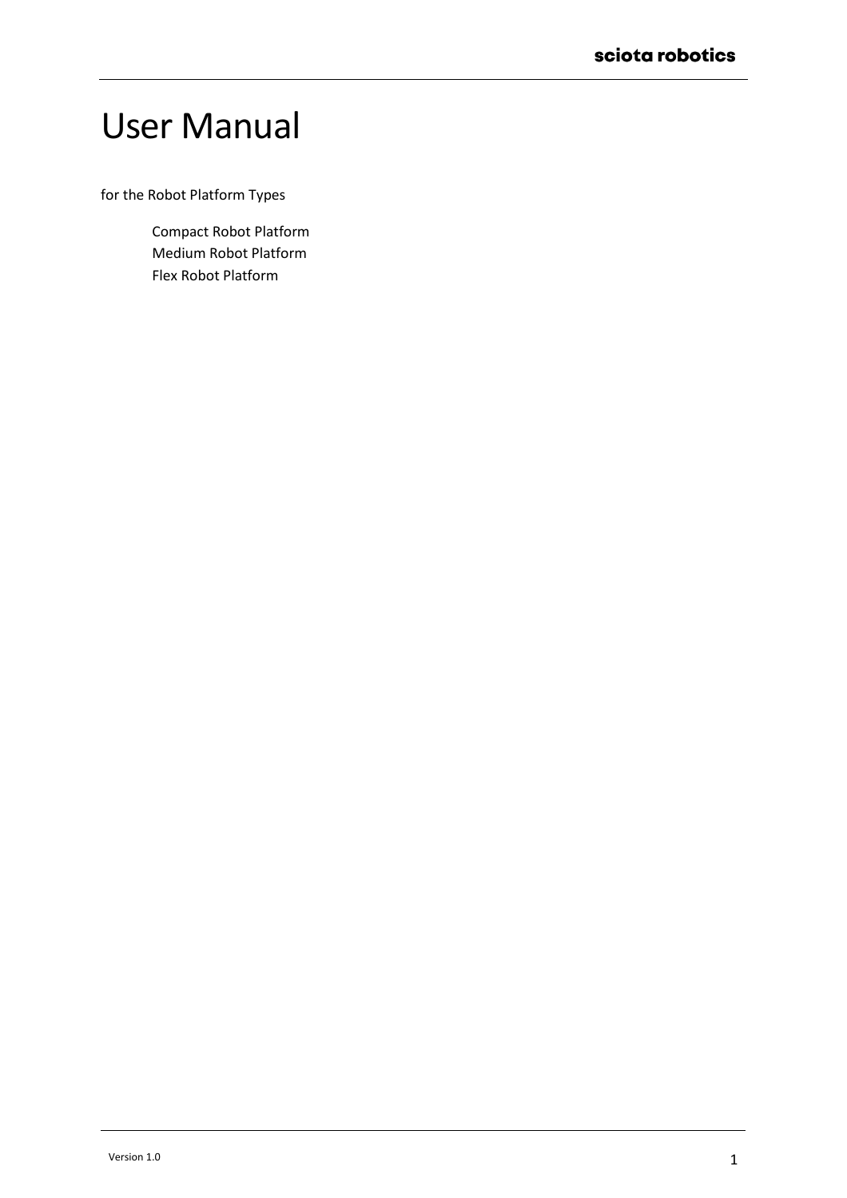# User Manual

for the Robot Platform Types

Compact Robot Platform
Medium Robot Platform
Flex Robot Platform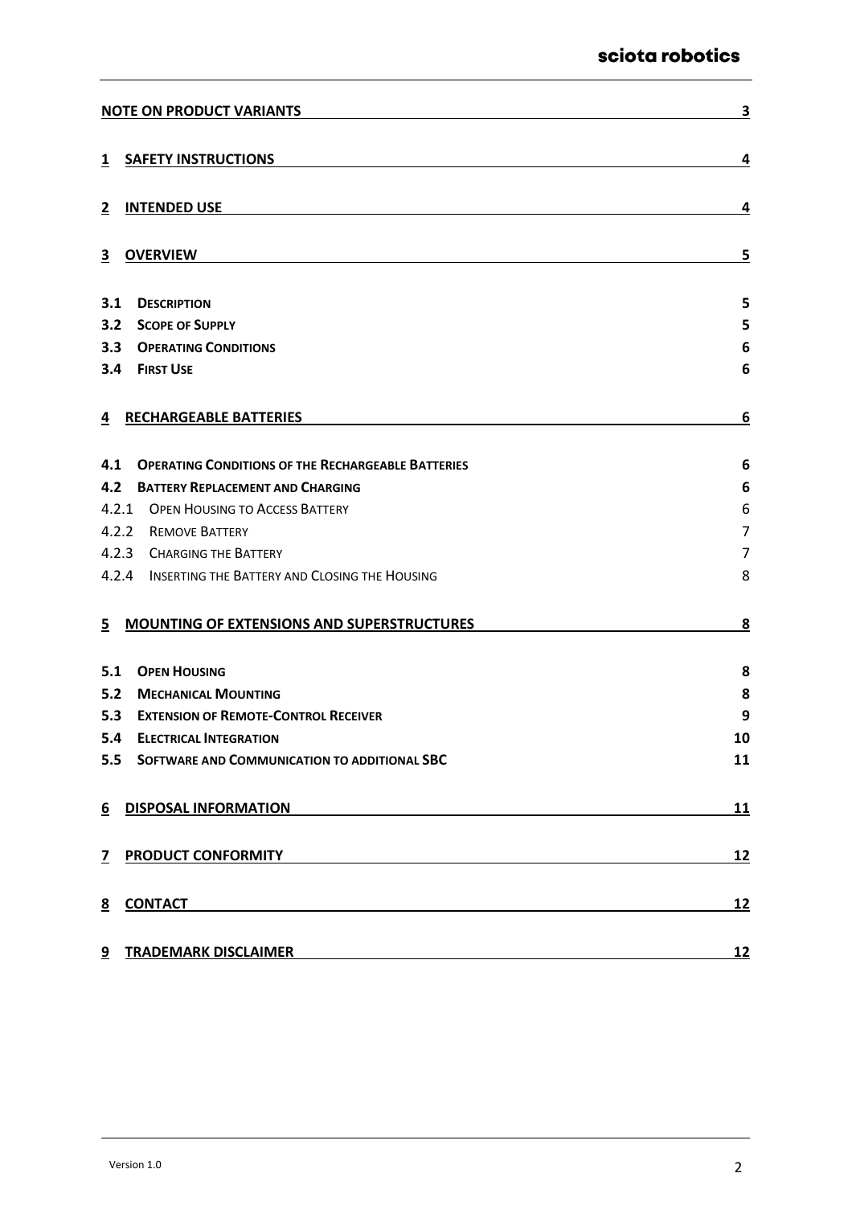| | |
|---|---|
| **NOTE ON PRODUCT VARIANTS** | **3** |
| **1 SAFETY INSTRUCTIONS** | **4** |
| **2 INTENDED USE** | **4** |
| **3 OVERVIEW** | **5** |
| **3.1 DESCRIPTION** | **5** |
| **3.2 SCOPE OF SUPPLY** | **5** |
| **3.3 OPERATING CONDITIONS** | **6** |
| **3.4 FIRST USE** | **6** |
| **4 RECHARGEABLE BATTERIES** | **6** |
| **4.1 OPERATING CONDITIONS OF THE RECHARGEABLE BATTERIES** | **6** |
| **4.2 BATTERY REPLACEMENT AND CHARGING** | **6** |
| 4.2.1 OPEN HOUSING TO ACCESS BATTERY | 6 |
| 4.2.2 REMOVE BATTERY | 7 |
| 4.2.3 CHARGING THE BATTERY | 7 |
| 4.2.4 INSERTING THE BATTERY AND CLOSING THE HOUSING | 8 |
| **5 MOUNTING OF EXTENSIONS AND SUPERSTRUCTURES** | **8** |
| **5.1 OPEN HOUSING** | **8** |
| **5.2 MECHANICAL MOUNTING** | **8** |
| **5.3 EXTENSION OF REMOTE-CONTROL RECEIVER** | **9** |
| **5.4 ELECTRICAL INTEGRATION** | **10** |
| **5.5 SOFTWARE AND COMMUNICATION TO ADDITIONAL SBC** | **11** |
| **6 DISPOSAL INFORMATION** | **11** |
| **7 PRODUCT CONFORMITY** | **12** |
| **8 CONTACT** | **12** |
| **9 TRADEMARK DISCLAIMER** | **12** |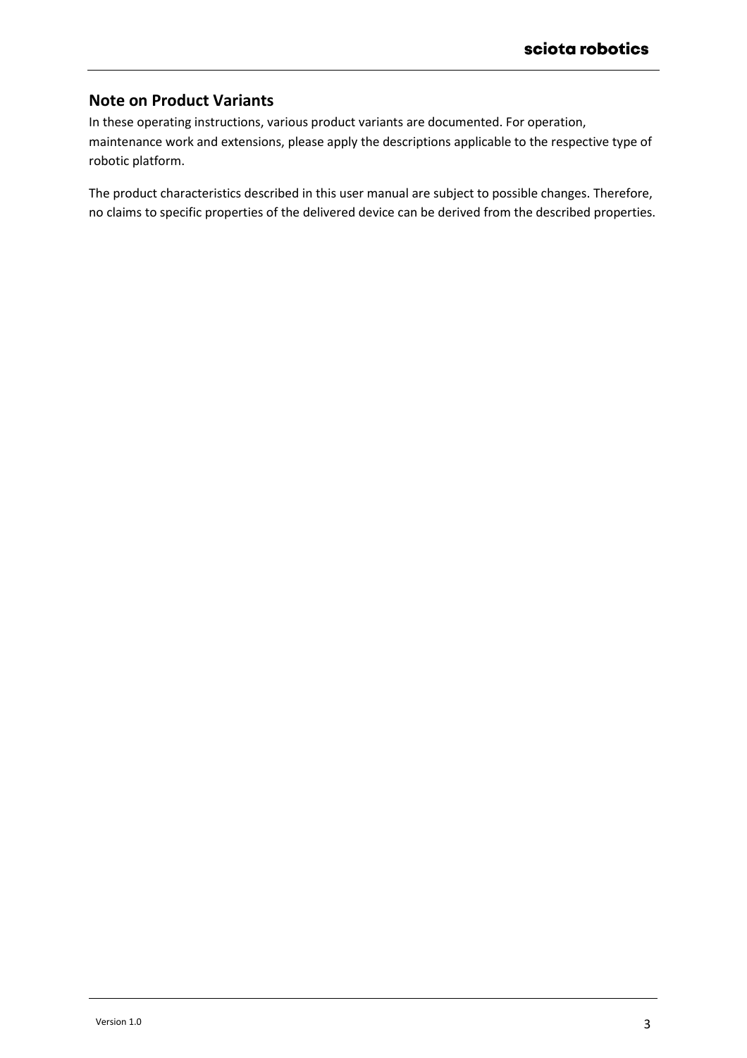## Note on Product Variants

In these operating instructions, various product variants are documented. For operation, maintenance work and extensions, please apply the descriptions applicable to the respective type of robotic platform.

The product characteristics described in this user manual are subject to possible changes. Therefore, no claims to specific properties of the delivered device can be derived from the described properties.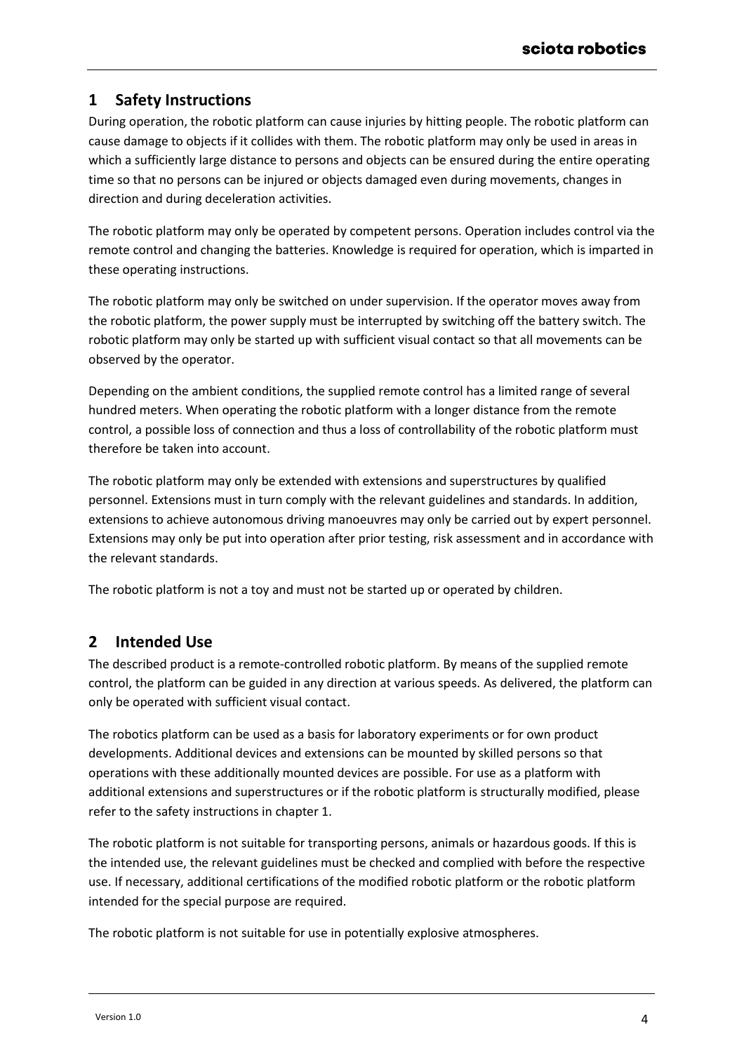# 1 Safety Instructions

During operation, the robotic platform can cause injuries by hitting people. The robotic platform can cause damage to objects if it collides with them. The robotic platform may only be used in areas in which a sufficiently large distance to persons and objects can be ensured during the entire operating time so that no persons can be injured or objects damaged even during movements, changes in direction and during deceleration activities.

The robotic platform may only be operated by competent persons. Operation includes control via the remote control and changing the batteries. Knowledge is required for operation, which is imparted in these operating instructions.

The robotic platform may only be switched on under supervision. If the operator moves away from the robotic platform, the power supply must be interrupted by switching off the battery switch. The robotic platform may only be started up with sufficient visual contact so that all movements can be observed by the operator.

Depending on the ambient conditions, the supplied remote control has a limited range of several hundred meters. When operating the robotic platform with a longer distance from the remote control, a possible loss of connection and thus a loss of controllability of the robotic platform must therefore be taken into account.

The robotic platform may only be extended with extensions and superstructures by qualified personnel. Extensions must in turn comply with the relevant guidelines and standards. In addition, extensions to achieve autonomous driving manoeuvres may only be carried out by expert personnel. Extensions may only be put into operation after prior testing, risk assessment and in accordance with the relevant standards.

The robotic platform is not a toy and must not be started up or operated by children.

# 2 Intended Use

The described product is a remote-controlled robotic platform. By means of the supplied remote control, the platform can be guided in any direction at various speeds. As delivered, the platform can only be operated with sufficient visual contact.

The robotics platform can be used as a basis for laboratory experiments or for own product developments. Additional devices and extensions can be mounted by skilled persons so that operations with these additionally mounted devices are possible. For use as a platform with additional extensions and superstructures or if the robotic platform is structurally modified, please refer to the safety instructions in chapter 1.

The robotic platform is not suitable for transporting persons, animals or hazardous goods. If this is the intended use, the relevant guidelines must be checked and complied with before the respective use. If necessary, additional certifications of the modified robotic platform or the robotic platform intended for the special purpose are required.

The robotic platform is not suitable for use in potentially explosive atmospheres.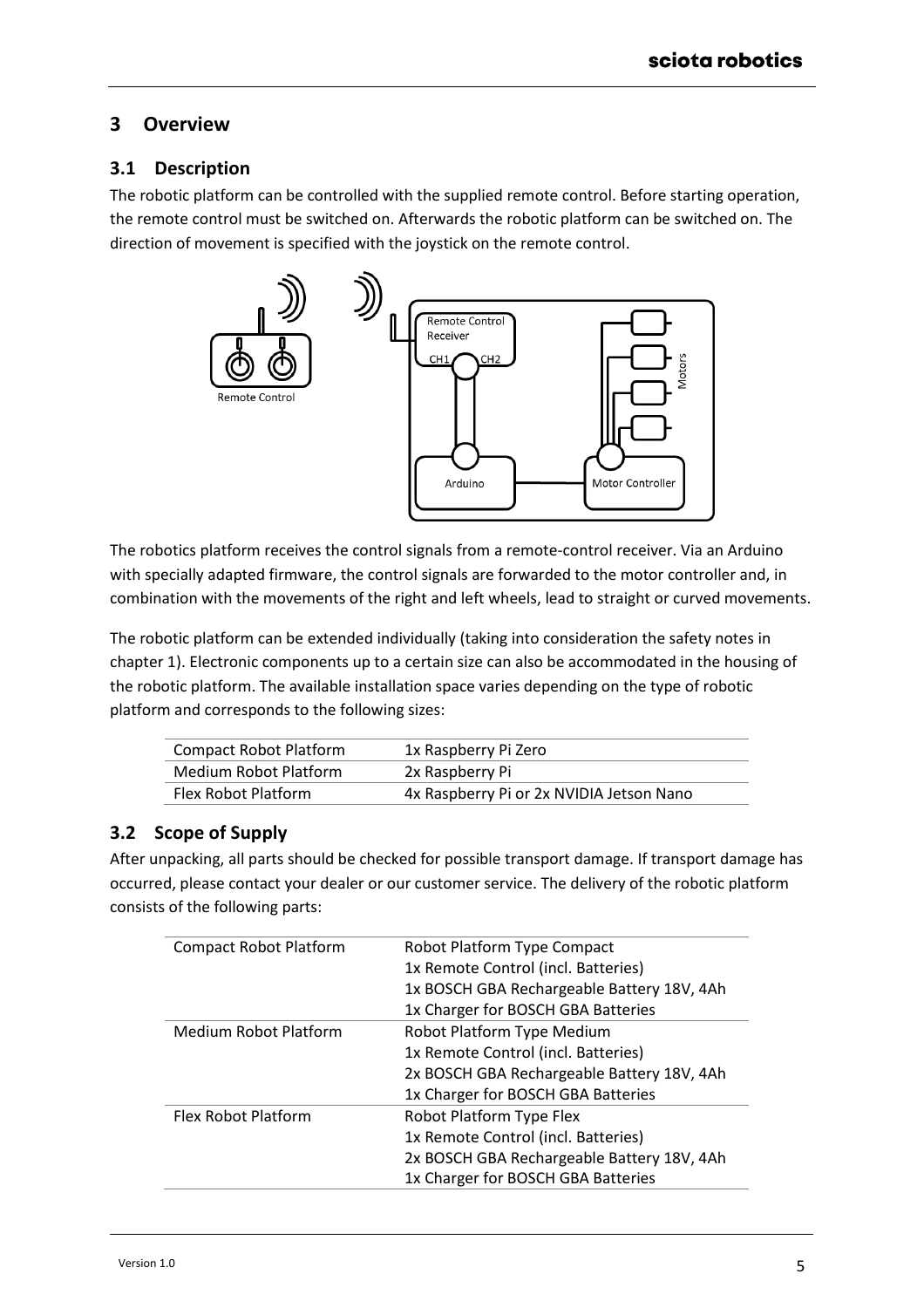# 3 Overview

## 3.1 Description

The robotic platform can be controlled with the supplied remote control. Before starting operation, the remote control must be switched on. Afterwards the robotic platform can be switched on. The direction of movement is specified with the joystick on the remote control.

The robotics platform receives the control signals from a remote-control receiver. Via an Arduino with specially adapted firmware, the control signals are forwarded to the motor controller and, in combination with the movements of the right and left wheels, lead to straight or curved movements.

The robotic platform can be extended individually (taking into consideration the safety notes in chapter 1). Electronic components up to a certain size can also be accommodated in the housing of the robotic platform. The available installation space varies depending on the type of robotic platform and corresponds to the following sizes:

| | |
|---|---|
| Compact Robot Platform | 1x Raspberry Pi Zero |
| Medium Robot Platform | 2x Raspberry Pi |
| Flex Robot Platform | 4x Raspberry Pi or 2x NVIDIA Jetson Nano |

## 3.2 Scope of Supply

After unpacking, all parts should be checked for possible transport damage. If transport damage has occurred, please contact your dealer or our customer service. The delivery of the robotic platform consists of the following parts:

| | |
|---|---|
| Compact Robot Platform | Robot Platform Type Compact<br>1x Remote Control (incl. Batteries)<br>1x BOSCH GBA Rechargeable Battery 18V, 4Ah<br>1x Charger for BOSCH GBA Batteries |
| Medium Robot Platform | Robot Platform Type Medium<br>1x Remote Control (incl. Batteries)<br>2x BOSCH GBA Rechargeable Battery 18V, 4Ah<br>1x Charger for BOSCH GBA Batteries |
| Flex Robot Platform | Robot Platform Type Flex<br>1x Remote Control (incl. Batteries)<br>2x BOSCH GBA Rechargeable Battery 18V, 4Ah<br>1x Charger for BOSCH GBA Batteries |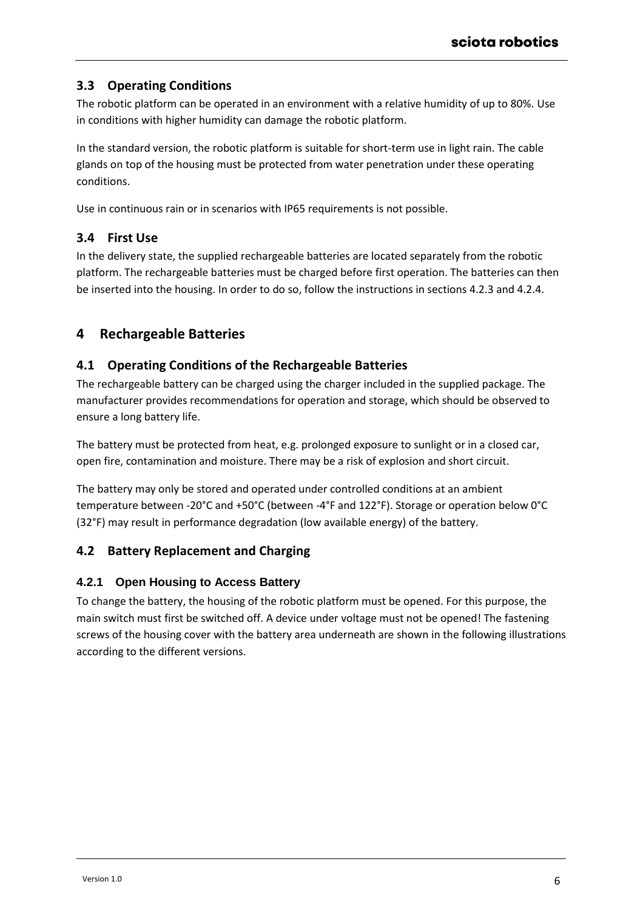## 3.3 Operating Conditions

The robotic platform can be operated in an environment with a relative humidity of up to 80%. Use in conditions with higher humidity can damage the robotic platform.

In the standard version, the robotic platform is suitable for short-term use in light rain. The cable glands on top of the housing must be protected from water penetration under these operating conditions.

Use in continuous rain or in scenarios with IP65 requirements is not possible.

## 3.4 First Use

In the delivery state, the supplied rechargeable batteries are located separately from the robotic platform. The rechargeable batteries must be charged before first operation. The batteries can then be inserted into the housing. In order to do so, follow the instructions in sections 4.2.3 and 4.2.4.

# 4 Rechargeable Batteries

## 4.1 Operating Conditions of the Rechargeable Batteries

The rechargeable battery can be charged using the charger included in the supplied package. The manufacturer provides recommendations for operation and storage, which should be observed to ensure a long battery life.

The battery must be protected from heat, e.g. prolonged exposure to sunlight or in a closed car, open fire, contamination and moisture. There may be a risk of explosion and short circuit.

The battery may only be stored and operated under controlled conditions at an ambient temperature between -20°C and +50°C (between -4°F and 122°F). Storage or operation below 0°C (32°F) may result in performance degradation (low available energy) of the battery.

## 4.2 Battery Replacement and Charging

### 4.2.1 Open Housing to Access Battery

To change the battery, the housing of the robotic platform must be opened. For this purpose, the main switch must first be switched off. A device under voltage must not be opened! The fastening screws of the housing cover with the battery area underneath are shown in the following illustrations according to the different versions.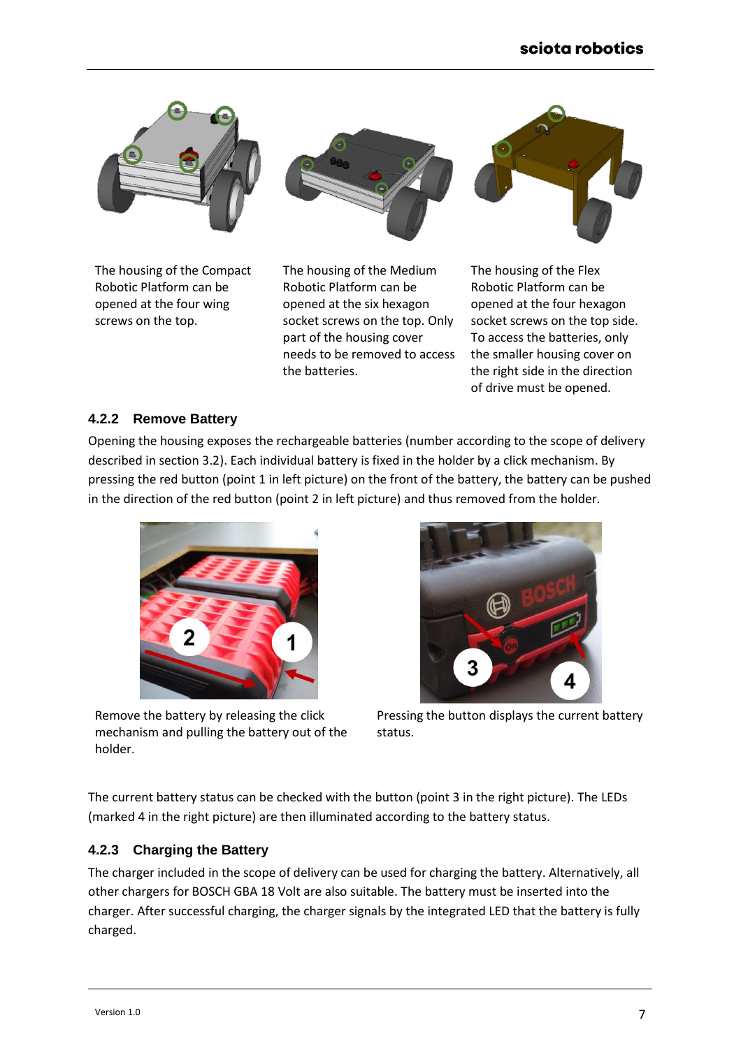The housing of the Compact Robotic Platform can be opened at the four wing screws on the top.

The housing of the Medium Robotic Platform can be opened at the six hexagon socket screws on the top. Only part of the housing cover needs to be removed to access the batteries.

The housing of the Flex Robotic Platform can be opened at the four hexagon socket screws on the top side. To access the batteries, only the smaller housing cover on the right side in the direction of drive must be opened.

### 4.2.2 Remove Battery

Opening the housing exposes the rechargeable batteries (number according to the scope of delivery described in section 3.2). Each individual battery is fixed in the holder by a click mechanism. By pressing the red button (point 1 in left picture) on the front of the battery, the battery can be pushed in the direction of the red button (point 2 in left picture) and thus removed from the holder.

Remove the battery by releasing the click mechanism and pulling the battery out of the holder.

Pressing the button displays the current battery status.

The current battery status can be checked with the button (point 3 in the right picture). The LEDs (marked 4 in the right picture) are then illuminated according to the battery status.

### 4.2.3 Charging the Battery

The charger included in the scope of delivery can be used for charging the battery. Alternatively, all other chargers for BOSCH GBA 18 Volt are also suitable. The battery must be inserted into the charger. After successful charging, the charger signals by the integrated LED that the battery is fully charged.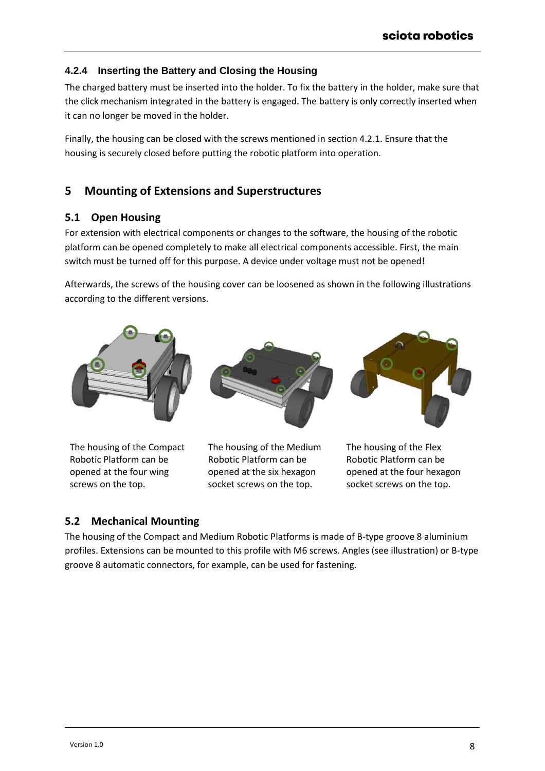### 4.2.4 Inserting the Battery and Closing the Housing

The charged battery must be inserted into the holder. To fix the battery in the holder, make sure that the click mechanism integrated in the battery is engaged. The battery is only correctly inserted when it can no longer be moved in the holder.

Finally, the housing can be closed with the screws mentioned in section 4.2.1. Ensure that the housing is securely closed before putting the robotic platform into operation.

# 5 Mounting of Extensions and Superstructures

## 5.1 Open Housing

For extension with electrical components or changes to the software, the housing of the robotic platform can be opened completely to make all electrical components accessible. First, the main switch must be turned off for this purpose. A device under voltage must not be opened!

Afterwards, the screws of the housing cover can be loosened as shown in the following illustrations according to the different versions.

The housing of the Compact Robotic Platform can be opened at the four wing screws on the top.

The housing of the Medium Robotic Platform can be opened at the six hexagon socket screws on the top.

The housing of the Flex Robotic Platform can be opened at the four hexagon socket screws on the top.

## 5.2 Mechanical Mounting

The housing of the Compact and Medium Robotic Platforms is made of B-type groove 8 aluminium profiles. Extensions can be mounted to this profile with M6 screws. Angles (see illustration) or B-type groove 8 automatic connectors, for example, can be used for fastening.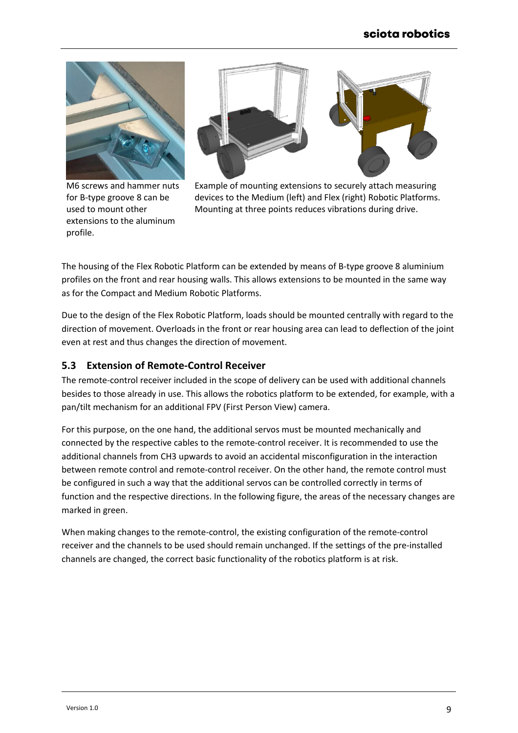M6 screws and hammer nuts for B-type groove 8 can be used to mount other extensions to the aluminum profile.

Example of mounting extensions to securely attach measuring devices to the Medium (left) and Flex (right) Robotic Platforms. Mounting at three points reduces vibrations during drive.

The housing of the Flex Robotic Platform can be extended by means of B-type groove 8 aluminium profiles on the front and rear housing walls. This allows extensions to be mounted in the same way as for the Compact and Medium Robotic Platforms.

Due to the design of the Flex Robotic Platform, loads should be mounted centrally with regard to the direction of movement. Overloads in the front or rear housing area can lead to deflection of the joint even at rest and thus changes the direction of movement.

## 5.3 Extension of Remote-Control Receiver

The remote-control receiver included in the scope of delivery can be used with additional channels besides to those already in use. This allows the robotics platform to be extended, for example, with a pan/tilt mechanism for an additional FPV (First Person View) camera.

For this purpose, on the one hand, the additional servos must be mounted mechanically and connected by the respective cables to the remote-control receiver. It is recommended to use the additional channels from CH3 upwards to avoid an accidental misconfiguration in the interaction between remote control and remote-control receiver. On the other hand, the remote control must be configured in such a way that the additional servos can be controlled correctly in terms of function and the respective directions. In the following figure, the areas of the necessary changes are marked in green.

When making changes to the remote-control, the existing configuration of the remote-control receiver and the channels to be used should remain unchanged. If the settings of the pre-installed channels are changed, the correct basic functionality of the robotics platform is at risk.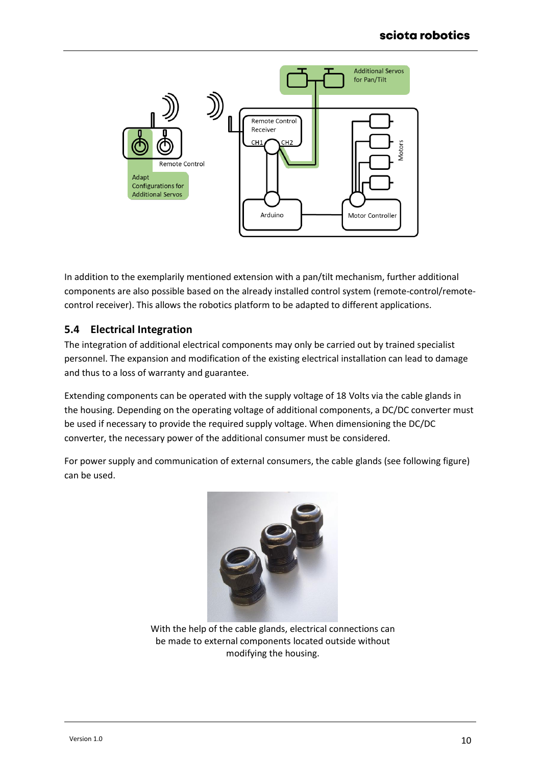In addition to the exemplarily mentioned extension with a pan/tilt mechanism, further additional components are also possible based on the already installed control system (remote-control/remote-control receiver). This allows the robotics platform to be adapted to different applications.

## 5.4 Electrical Integration

The integration of additional electrical components may only be carried out by trained specialist personnel. The expansion and modification of the existing electrical installation can lead to damage and thus to a loss of warranty and guarantee.

Extending components can be operated with the supply voltage of 18 Volts via the cable glands in the housing. Depending on the operating voltage of additional components, a DC/DC converter must be used if necessary to provide the required supply voltage. When dimensioning the DC/DC converter, the necessary power of the additional consumer must be considered.

For power supply and communication of external consumers, the cable glands (see following figure) can be used.

With the help of the cable glands, electrical connections can be made to external components located outside without modifying the housing.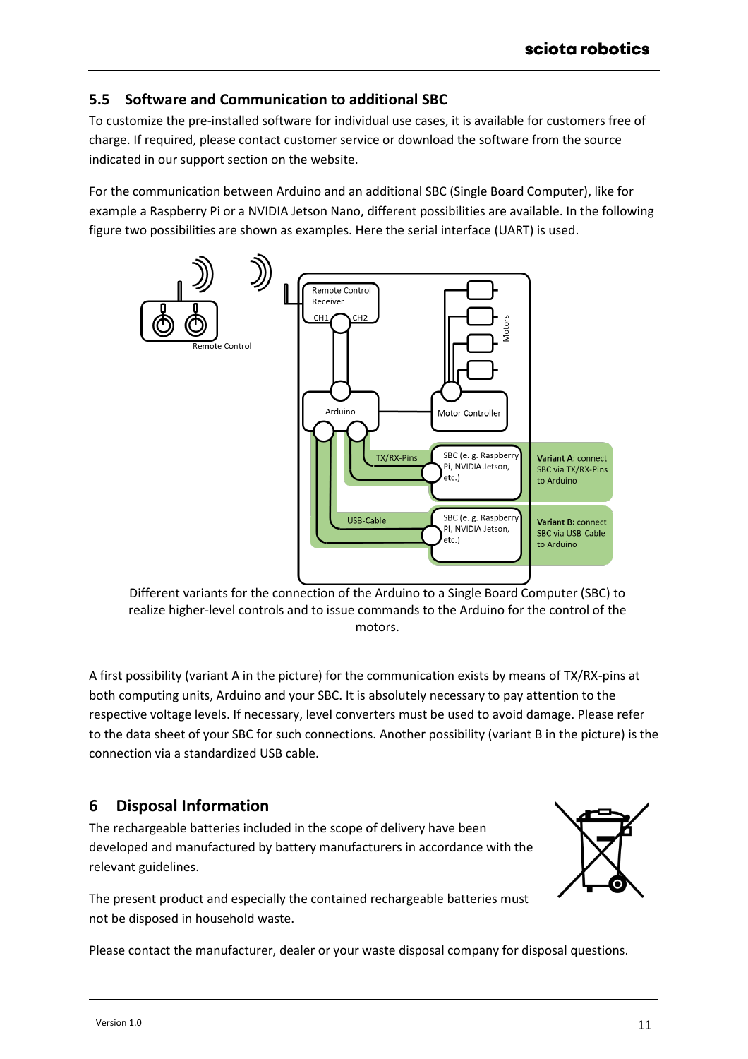## 5.5 Software and Communication to additional SBC

To customize the pre-installed software for individual use cases, it is available for customers free of charge. If required, please contact customer service or download the software from the source indicated in our support section on the website.

For the communication between Arduino and an additional SBC (Single Board Computer), like for example a Raspberry Pi or a NVIDIA Jetson Nano, different possibilities are available. In the following figure two possibilities are shown as examples. Here the serial interface (UART) is used.

Different variants for the connection of the Arduino to a Single Board Computer (SBC) to realize higher-level controls and to issue commands to the Arduino for the control of the motors.

A first possibility (variant A in the picture) for the communication exists by means of TX/RX-pins at both computing units, Arduino and your SBC. It is absolutely necessary to pay attention to the respective voltage levels. If necessary, level converters must be used to avoid damage. Please refer to the data sheet of your SBC for such connections. Another possibility (variant B in the picture) is the connection via a standardized USB cable.

# 6 Disposal Information

The rechargeable batteries included in the scope of delivery have been developed and manufactured by battery manufacturers in accordance with the relevant guidelines.

The present product and especially the contained rechargeable batteries must not be disposed in household waste.

Please contact the manufacturer, dealer or your waste disposal company for disposal questions.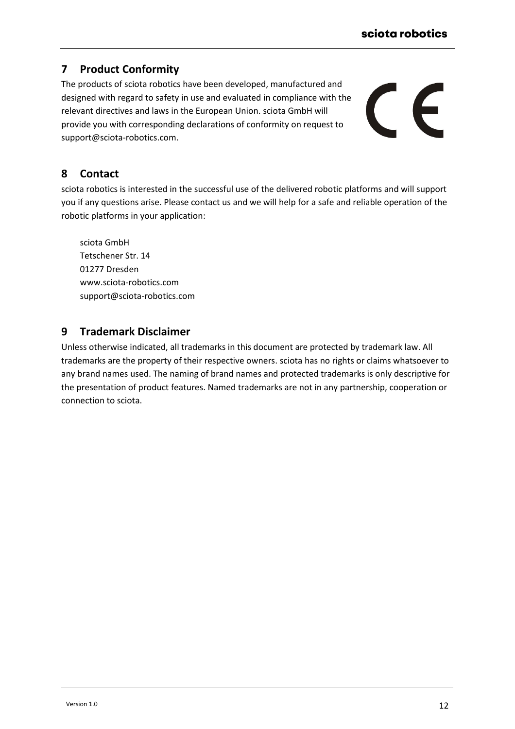## 7 Product Conformity

The products of sciota robotics have been developed, manufactured and designed with regard to safety in use and evaluated in compliance with the relevant directives and laws in the European Union. sciota GmbH will provide you with corresponding declarations of conformity on request to support@sciota-robotics.com.

## 8 Contact

sciota robotics is interested in the successful use of the delivered robotic platforms and will support you if any questions arise. Please contact us and we will help for a safe and reliable operation of the robotic platforms in your application:

sciota GmbH
Tetschener Str. 14
01277 Dresden
www.sciota-robotics.com
support@sciota-robotics.com

## 9 Trademark Disclaimer

Unless otherwise indicated, all trademarks in this document are protected by trademark law. All trademarks are the property of their respective owners. sciota has no rights or claims whatsoever to any brand names used. The naming of brand names and protected trademarks is only descriptive for the presentation of product features. Named trademarks are not in any partnership, cooperation or connection to sciota.